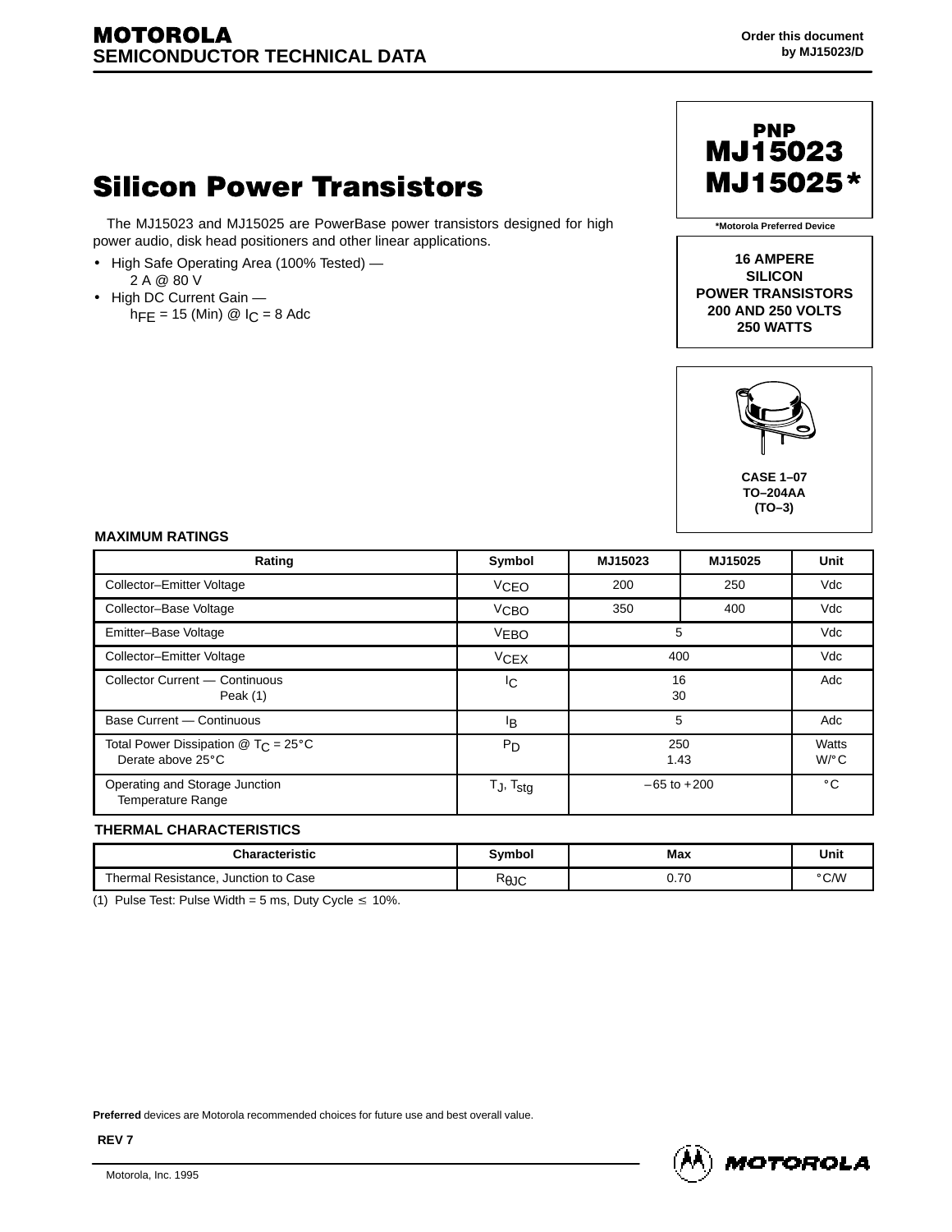**MOTOROLA**
**SEMICONDUCTOR TECHNICAL DATA**

Order this document by MJ15023/D

# Silicon Power Transistors

The MJ15023 and MJ15025 are PowerBase power transistors designed for high power audio, disk head positioners and other linear applications.

- High Safe Operating Area (100% Tested) — 2 A @ 80 V
- High DC Current Gain — $h_{FE}$ = 15 (Min) @ $I_C$ = 8 Adc

**PNP**
**MJ15023**
**MJ15025***

*Motorola Preferred Device

**16 AMPERE SILICON POWER TRANSISTORS 200 AND 250 VOLTS 250 WATTS**

CASE 1–07
TO–204AA
(TO–3)

## MAXIMUM RATINGS

| Rating | Symbol | MJ15023 | MJ15025 | Unit |
|---|---|---|---|---|
| Collector–Emitter Voltage | $V_{CEO}$ | 200 | 250 | Vdc |
| Collector–Base Voltage | $V_{CBO}$ | 350 | 400 | Vdc |
| Emitter–Base Voltage | $V_{EBO}$ | 5 | | Vdc |
| Collector–Emitter Voltage | $V_{CEX}$ | 400 | | Vdc |
| Collector Current — Continuous<br>Peak (1) | $I_C$ | 16<br>30 | | Adc |
| Base Current — Continuous | $I_B$ | 5 | | Adc |
| Total Power Dissipation @ $T_C$ = 25°C<br>Derate above 25°C | $P_D$ | 250<br>1.43 | | Watts<br>W/°C |
| Operating and Storage Junction Temperature Range | $T_J$, $T_{stg}$ | –65 to +200 | | °C |

## THERMAL CHARACTERISTICS

| Characteristic | Symbol | Max | Unit |
|---|---|---|---|
| Thermal Resistance, Junction to Case | $R_{\theta JC}$ | 0.70 | °C/W |

(1) Pulse Test: Pulse Width = 5 ms, Duty Cycle ≤ 10%.

**Preferred** devices are Motorola recommended choices for future use and best overall value.

**REV 7**

Motorola, Inc. 1995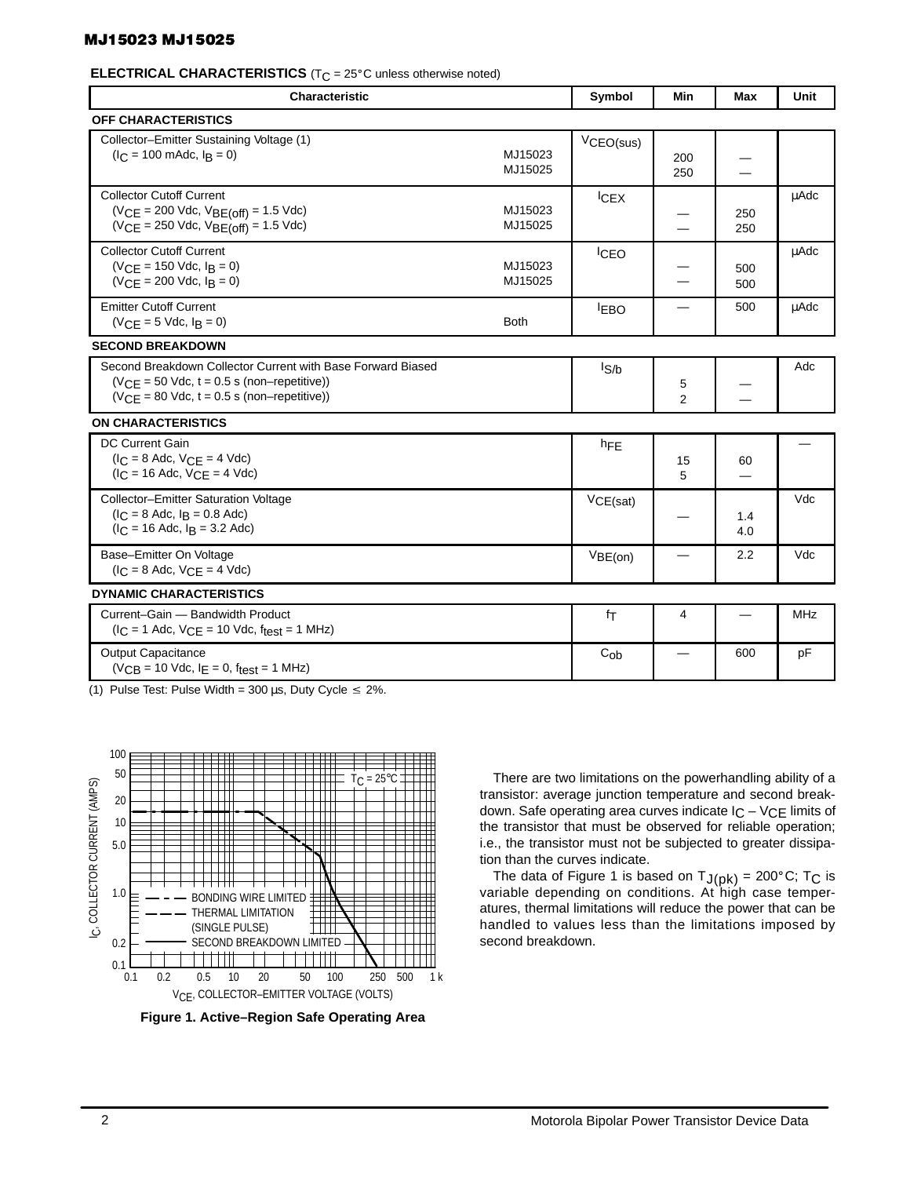## ELECTRICAL CHARACTERISTICS ($T_C$ = 25°C unless otherwise noted)

| Characteristic | | Symbol | Min | Max | Unit |
|---|---|---|---|---|---|
| **OFF CHARACTERISTICS** | | | | | |
| Collector–Emitter Sustaining Voltage (1) ($I_C$ = 100 mAdc, $I_B$ = 0) | MJ15023<br>MJ15025 | $V_{CEO(sus)}$ | 200<br>250 | —<br>— | |
| Collector Cutoff Current ($V_{CE}$ = 200 Vdc, $V_{BE(off)}$ = 1.5 Vdc)<br>($V_{CE}$ = 250 Vdc, $V_{BE(off)}$ = 1.5 Vdc) | MJ15023<br>MJ15025 | $I_{CEX}$ | —<br>— | 250<br>250 | μAdc |
| Collector Cutoff Current ($V_{CE}$ = 150 Vdc, $I_B$ = 0)<br>($V_{CE}$ = 200 Vdc, $I_B$ = 0) | MJ15023<br>MJ15025 | $I_{CEO}$ | —<br>— | 500<br>500 | μAdc |
| Emitter Cutoff Current ($V_{CE}$ = 5 Vdc, $I_B$ = 0) | Both | $I_{EBO}$ | — | 500 | μAdc |
| **SECOND BREAKDOWN** | | | | | |
| Second Breakdown Collector Current with Base Forward Biased ($V_{CE}$ = 50 Vdc, t = 0.5 s (non–repetitive))<br>($V_{CE}$ = 80 Vdc, t = 0.5 s (non–repetitive)) | | $I_{S/b}$ | 5<br>2 | —<br>— | Adc |
| **ON CHARACTERISTICS** | | | | | |
| DC Current Gain ($I_C$ = 8 Adc, $V_{CE}$ = 4 Vdc)<br>($I_C$ = 16 Adc, $V_{CE}$ = 4 Vdc) | | $h_{FE}$ | 15<br>5 | 60<br>— | — |
| Collector–Emitter Saturation Voltage ($I_C$ = 8 Adc, $I_B$ = 0.8 Adc)<br>($I_C$ = 16 Adc, $I_B$ = 3.2 Adc) | | $V_{CE(sat)}$ | — | 1.4<br>4.0 | Vdc |
| Base–Emitter On Voltage ($I_C$ = 8 Adc, $V_{CE}$ = 4 Vdc) | | $V_{BE(on)}$ | — | 2.2 | Vdc |
| **DYNAMIC CHARACTERISTICS** | | | | | |
| Current–Gain — Bandwidth Product ($I_C$ = 1 Adc, $V_{CE}$ = 10 Vdc, $f_{test}$ = 1 MHz) | | $f_T$ | 4 | — | MHz |
| Output Capacitance ($V_{CB}$ = 10 Vdc, $I_E$ = 0, $f_{test}$ = 1 MHz) | | $C_{ob}$ | — | 600 | pF |

(1) Pulse Test: Pulse Width = 300 μs, Duty Cycle ≤ 2%.

Figure 1. Active–Region Safe Operating Area

There are two limitations on the powerhandling ability of a transistor: average junction temperature and second breakdown. Safe operating area curves indicate $I_C$ – $V_{CE}$ limits of the transistor that must be observed for reliable operation; i.e., the transistor must not be subjected to greater dissipation than the curves indicate.

The data of Figure 1 is based on $T_{J(pk)}$ = 200°C; $T_C$ is variable depending on conditions. At high case temperatures, thermal limitations will reduce the power that can be handled to values less than the limitations imposed by second breakdown.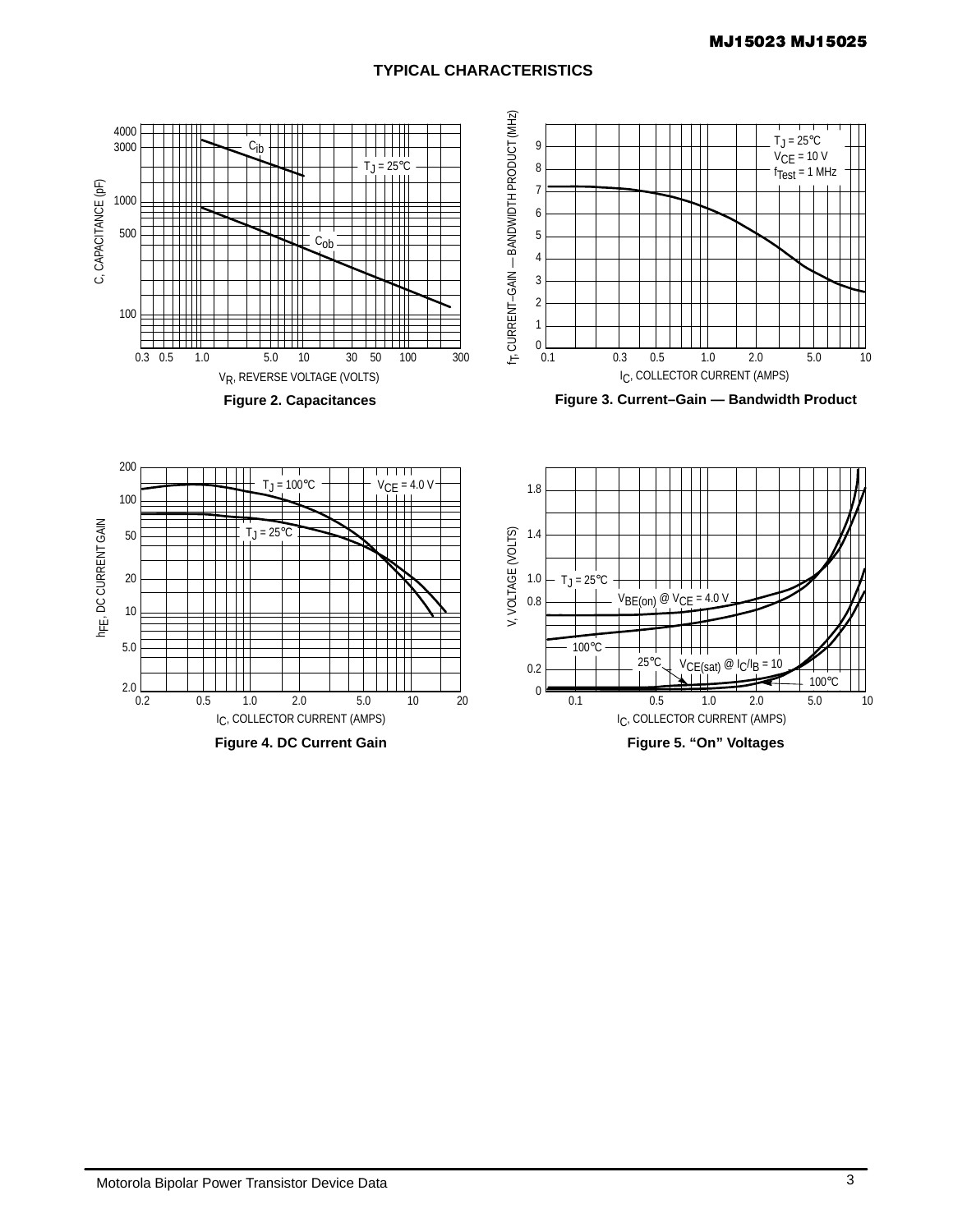## TYPICAL CHARACTERISTICS

Figure 2. Capacitances

Figure 3. Current–Gain — Bandwidth Product

Figure 4. DC Current Gain

Figure 5. “On” Voltages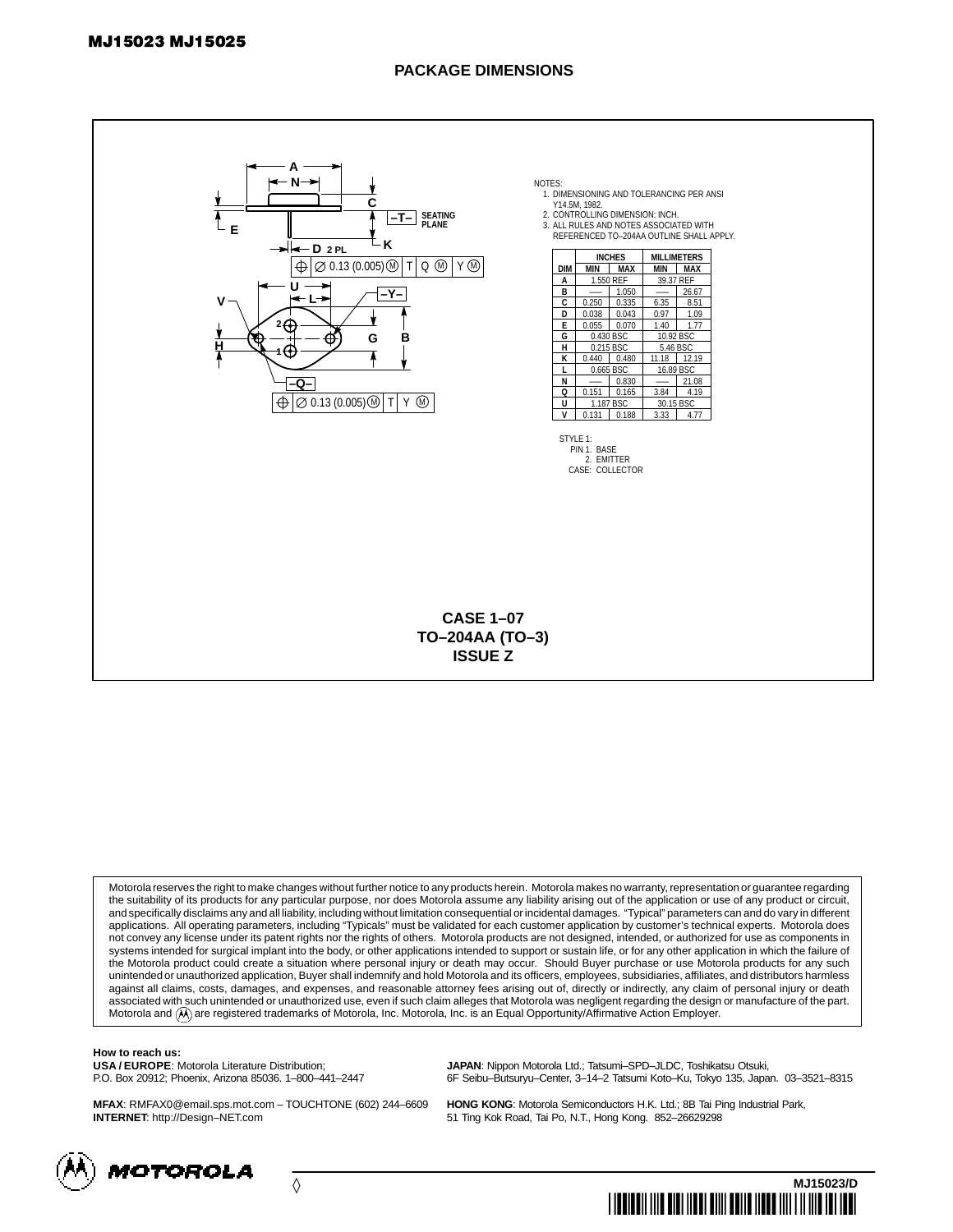## PACKAGE DIMENSIONS

A
N
C
–T– SEATING PLANE
E
K
D 2 PL
⊕ ∅ 0.13 (0.005) Ⓜ T Q Ⓜ Y Ⓜ
U
L
–Y–
V
2
G B
H
1
–Q–
⊕ ∅ 0.13 (0.005) Ⓜ T Y Ⓜ

NOTES:
1. DIMENSIONING AND TOLERANCING PER ANSI Y14.5M, 1982.
2. CONTROLLING DIMENSION: INCH.
3. ALL RULES AND NOTES ASSOCIATED WITH REFERENCED TO–204AA OUTLINE SHALL APPLY.

| | INCHES | | MILLIMETERS | |
|---|---|---|---|---|
| DIM | MIN | MAX | MIN | MAX |
| A | 1.550 REF | | 39.37 REF | |
| B | --- | 1.050 | --- | 26.67 |
| C | 0.250 | 0.335 | 6.35 | 8.51 |
| D | 0.038 | 0.043 | 0.97 | 1.09 |
| E | 0.055 | 0.070 | 1.40 | 1.77 |
| G | 0.430 BSC | | 10.92 BSC | |
| H | 0.215 BSC | | 5.46 BSC | |
| K | 0.440 | 0.480 | 11.18 | 12.19 |
| L | 0.665 BSC | | 16.89 BSC | |
| N | --- | 0.830 | --- | 21.08 |
| Q | 0.151 | 0.165 | 3.84 | 4.19 |
| U | 1.187 BSC | | 30.15 BSC | |
| V | 0.131 | 0.188 | 3.33 | 4.77 |

STYLE 1:
PIN 1. BASE
2. EMITTER
CASE: COLLECTOR

**CASE 1–07**
**TO–204AA (TO–3)**
**ISSUE Z**

Motorola reserves the right to make changes without further notice to any products herein. Motorola makes no warranty, representation or guarantee regarding the suitability of its products for any particular purpose, nor does Motorola assume any liability arising out of the application or use of any product or circuit, and specifically disclaims any and all liability, including without limitation consequential or incidental damages. "Typical" parameters can and do vary in different applications. All operating parameters, including "Typicals" must be validated for each customer application by customer's technical experts. Motorola does not convey any license under its patent rights nor the rights of others. Motorola products are not designed, intended, or authorized for use as components in systems intended for surgical implant into the body, or other applications intended to support or sustain life, or for any other application in which the failure of the Motorola product could create a situation where personal injury or death may occur. Should Buyer purchase or use Motorola products for any such unintended or unauthorized application, Buyer shall indemnify and hold Motorola and its officers, employees, subsidiaries, affiliates, and distributors harmless against all claims, costs, damages, and expenses, and reasonable attorney fees arising out of, directly or indirectly, any claim of personal injury or death associated with such unintended or unauthorized use, even if such claim alleges that Motorola was negligent regarding the design or manufacture of the part. Motorola and Ⓜ are registered trademarks of Motorola, Inc. Motorola, Inc. is an Equal Opportunity/Affirmative Action Employer.

**How to reach us:**
**USA / EUROPE**: Motorola Literature Distribution;
P.O. Box 20912; Phoenix, Arizona 85036. 1–800–441–2447

**JAPAN**: Nippon Motorola Ltd.; Tatsumi–SPD–JLDC, Toshikatsu Otsuki,
6F Seibu–Butsuryu–Center, 3–14–2 Tatsumi Koto–Ku, Tokyo 135, Japan. 03–3521–8315

**MFAX**: RMFAX0@email.sps.mot.com – TOUCHTONE (602) 244–6609
**INTERNET**: http://Design–NET.com

**HONG KONG**: Motorola Semiconductors H.K. Ltd.; 8B Tai Ping Industrial Park,
51 Ting Kok Road, Tai Po, N.T., Hong Kong. 852–26629298

MOTOROLA

MJ15023/D